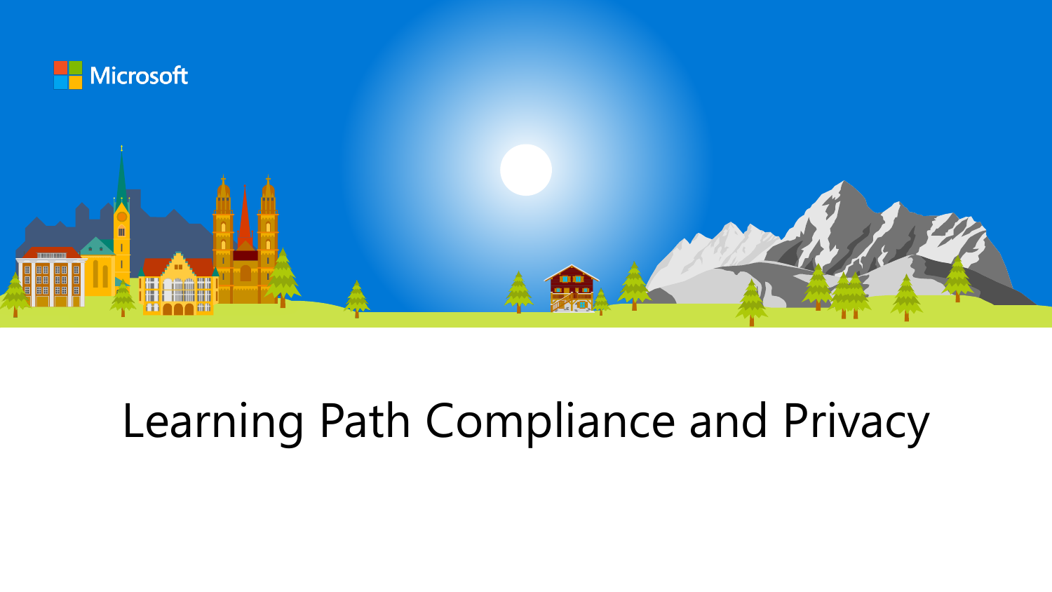Microsoft

# Learning Path Compliance and Privacy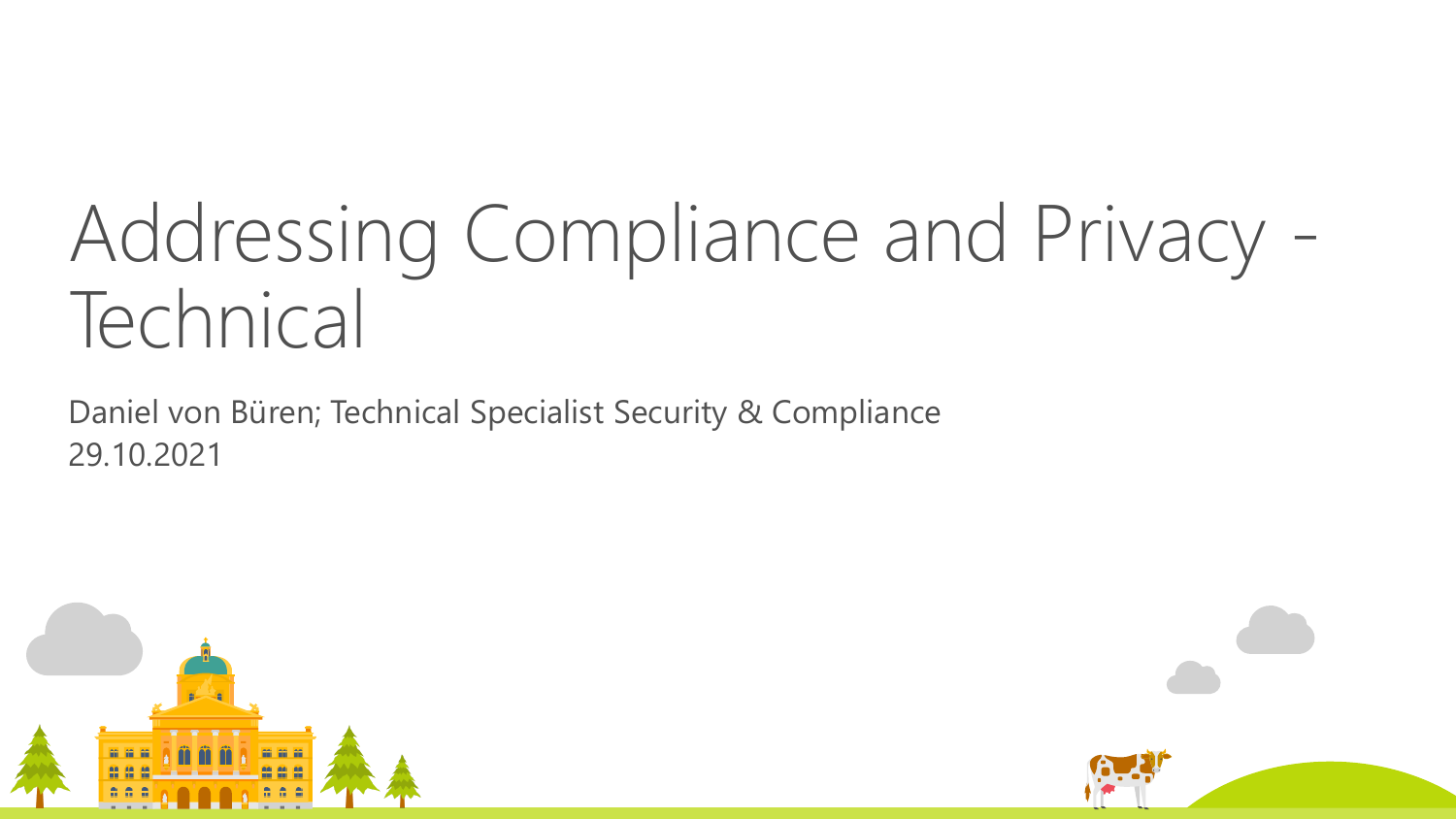# Addressing Compliance and Privacy - Technical

Daniel von Büren; Technical Specialist Security & Compliance
29.10.2021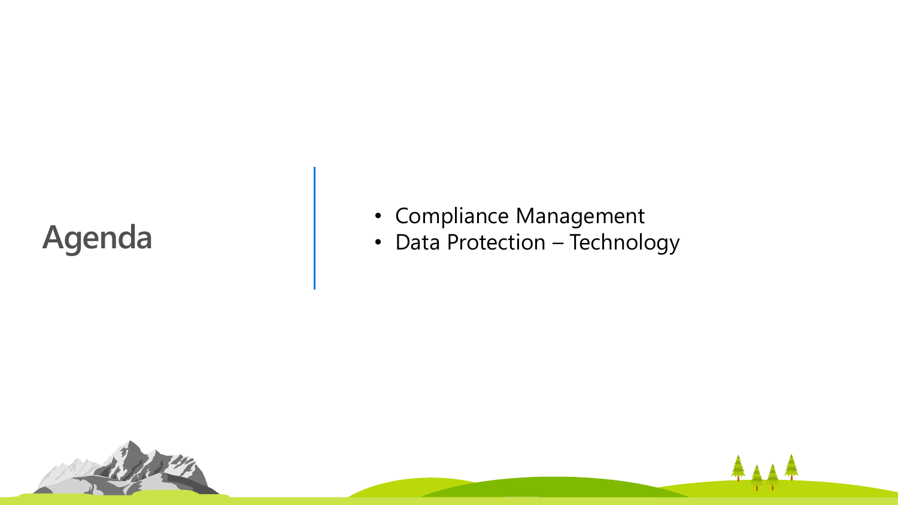# Agenda

- Compliance Management
- Data Protection – Technology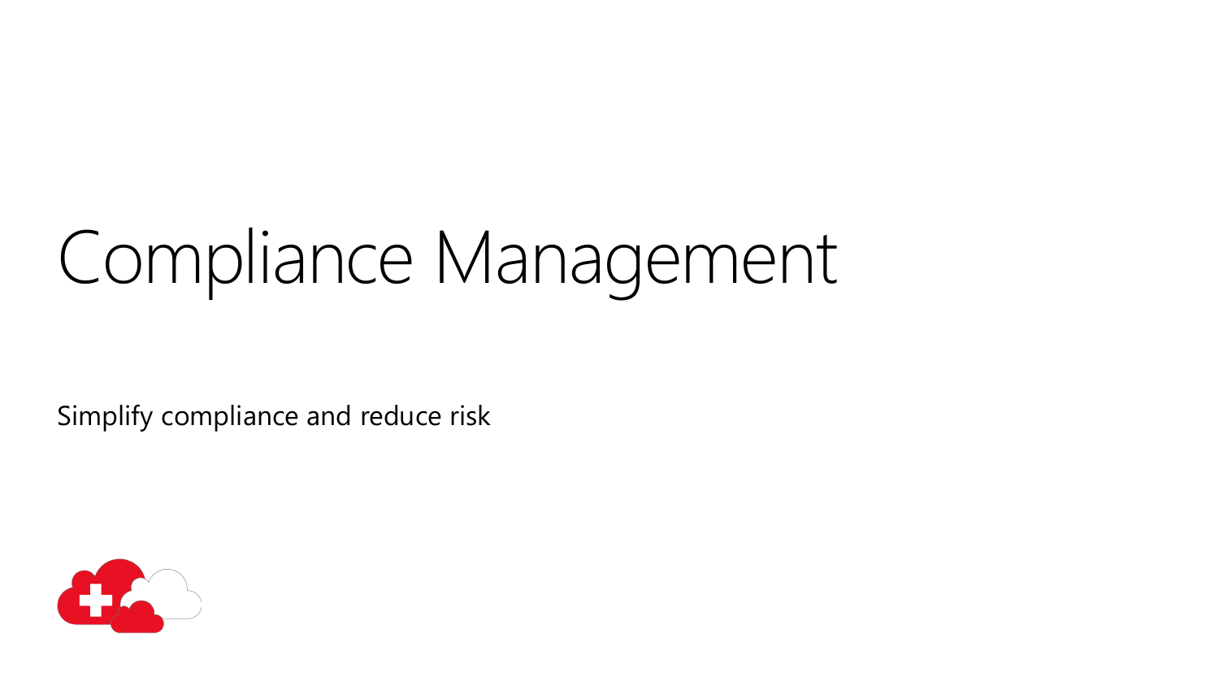# Compliance Management

Simplify compliance and reduce risk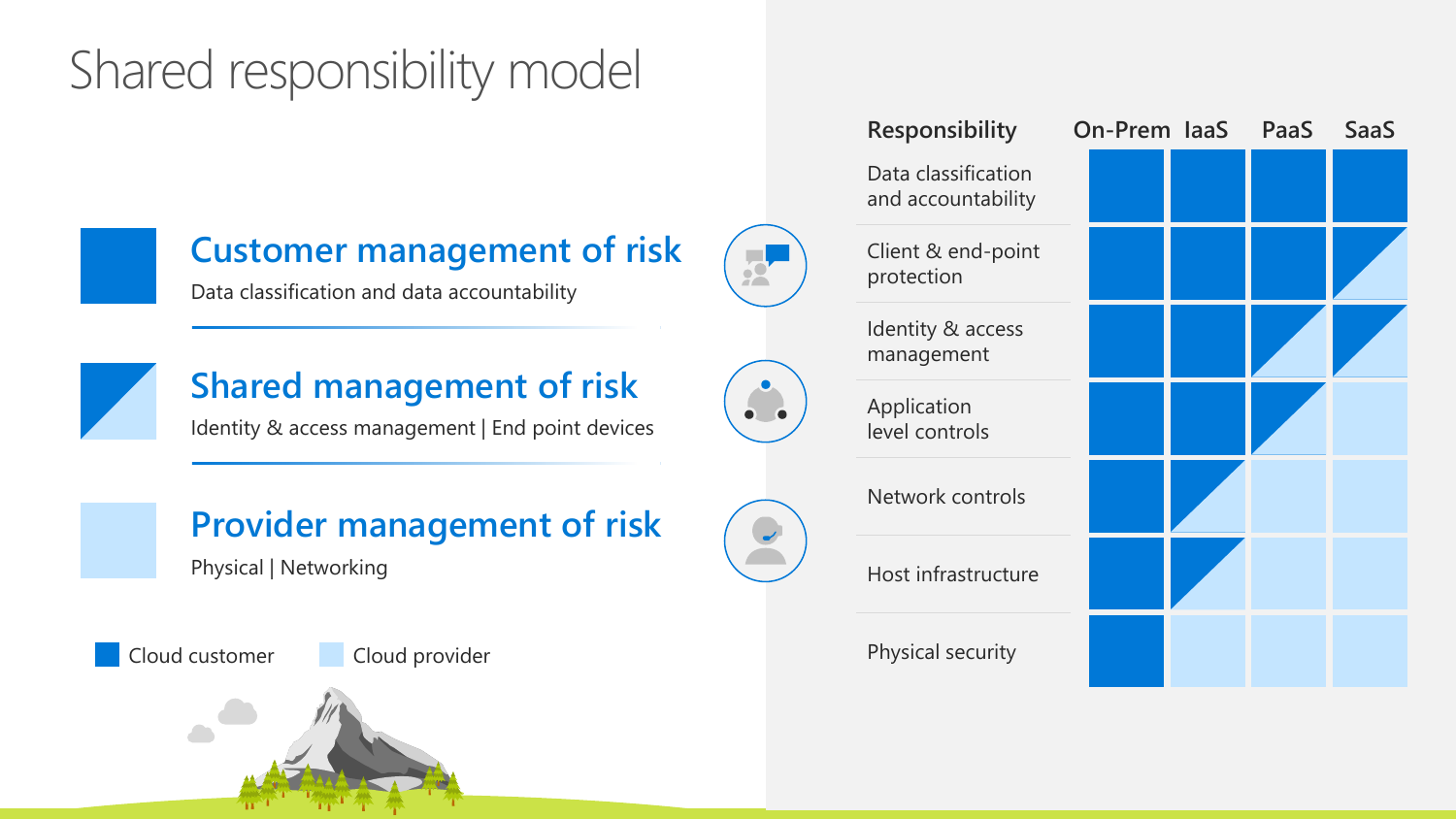# Shared responsibility model

## Customer management of risk

Data classification and data accountability

## Shared management of risk

Identity & access management | End point devices

## Provider management of risk

Physical | Networking

Cloud customer | Cloud provider

| Responsibility | On-Prem | IaaS | PaaS | SaaS |
|---|---|---|---|---|
| Data classification and accountability | Cloud customer | Cloud customer | Cloud customer | Cloud customer |
| Client & end-point protection | Cloud customer | Cloud customer | Cloud customer | Shared |
| Identity & access management | Cloud customer | Cloud customer | Shared | Shared |
| Application level controls | Cloud customer | Cloud customer | Shared | Cloud provider |
| Network controls | Cloud customer | Shared | Cloud provider | Cloud provider |
| Host infrastructure | Cloud customer | Shared | Cloud provider | Cloud provider |
| Physical security | Cloud customer | Cloud provider | Cloud provider | Cloud provider |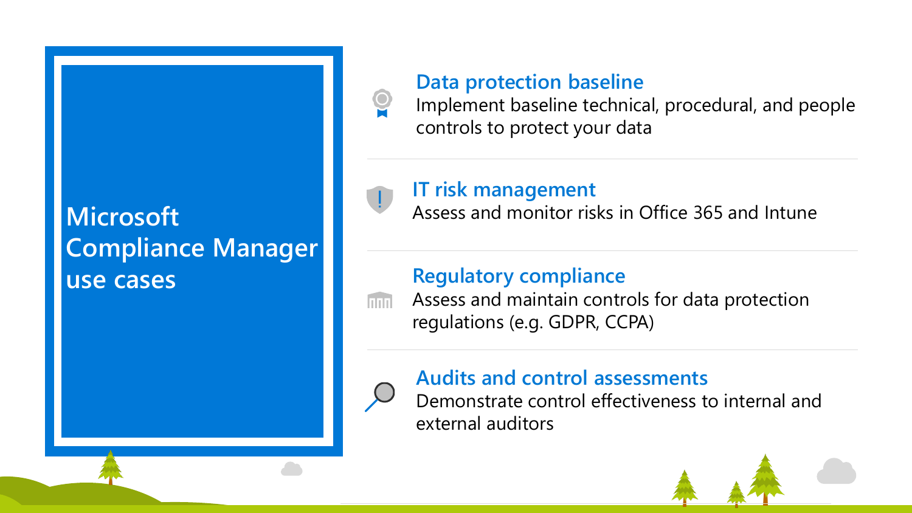# Microsoft Compliance Manager use cases

## Data protection baseline

Implement baseline technical, procedural, and people controls to protect your data

## IT risk management

Assess and monitor risks in Office 365 and Intune

## Regulatory compliance

Assess and maintain controls for data protection regulations (e.g. GDPR, CCPA)

## Audits and control assessments

Demonstrate control effectiveness to internal and external auditors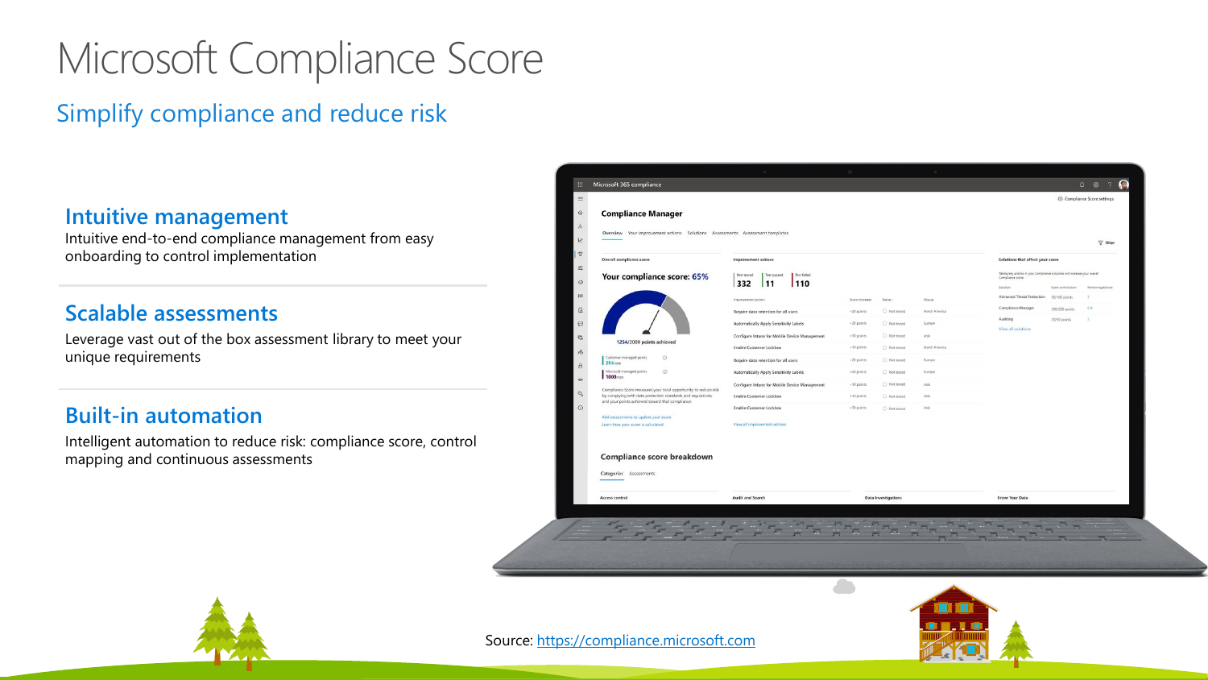# Microsoft Compliance Score

## Simplify compliance and reduce risk

### Intuitive management

Intuitive end-to-end compliance management from easy onboarding to control implementation

### Scalable assessments

Leverage vast out of the box assessment library to meet your unique requirements

### Built-in automation

Intelligent automation to reduce risk: compliance score, control mapping and continuous assessments

Source: https://compliance.microsoft.com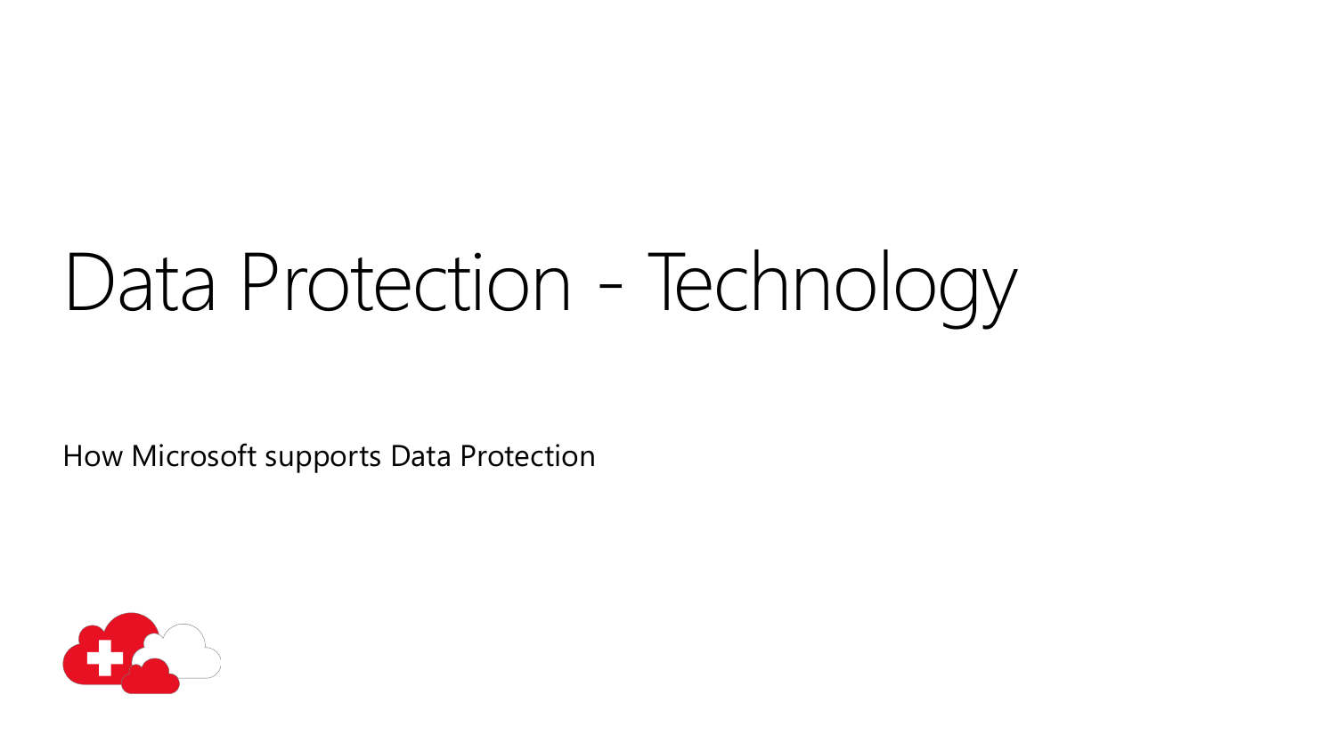# Data Protection - Technology

How Microsoft supports Data Protection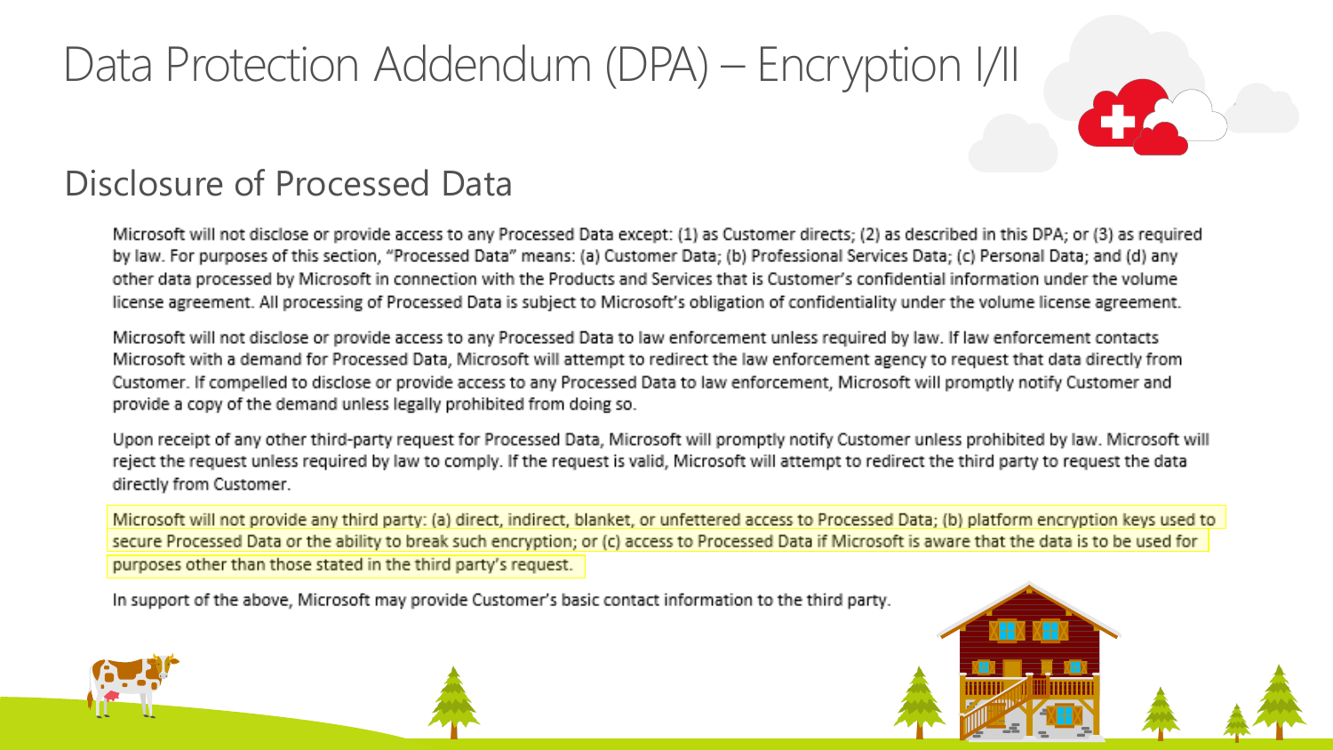# Data Protection Addendum (DPA) – Encryption I/II

## Disclosure of Processed Data

Microsoft will not disclose or provide access to any Processed Data except: (1) as Customer directs; (2) as described in this DPA; or (3) as required by law. For purposes of this section, "Processed Data" means: (a) Customer Data; (b) Professional Services Data; (c) Personal Data; and (d) any other data processed by Microsoft in connection with the Products and Services that is Customer's confidential information under the volume license agreement. All processing of Processed Data is subject to Microsoft's obligation of confidentiality under the volume license agreement.

Microsoft will not disclose or provide access to any Processed Data to law enforcement unless required by law. If law enforcement contacts Microsoft with a demand for Processed Data, Microsoft will attempt to redirect the law enforcement agency to request that data directly from Customer. If compelled to disclose or provide access to any Processed Data to law enforcement, Microsoft will promptly notify Customer and provide a copy of the demand unless legally prohibited from doing so.

Upon receipt of any other third-party request for Processed Data, Microsoft will promptly notify Customer unless prohibited by law. Microsoft will reject the request unless required by law to comply. If the request is valid, Microsoft will attempt to redirect the third party to request the data directly from Customer.

Microsoft will not provide any third party: (a) direct, indirect, blanket, or unfettered access to Processed Data; (b) platform encryption keys used to secure Processed Data or the ability to break such encryption; or (c) access to Processed Data if Microsoft is aware that the data is to be used for purposes other than those stated in the third party's request.

In support of the above, Microsoft may provide Customer's basic contact information to the third party.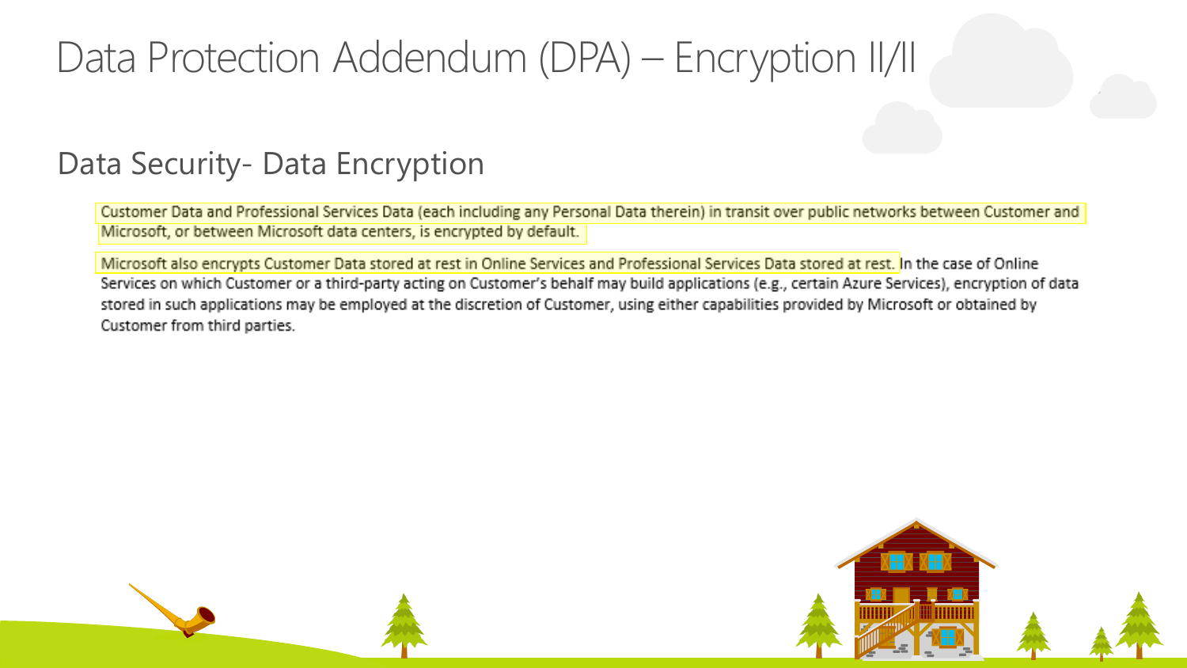# Data Protection Addendum (DPA) – Encryption II/II

## Data Security- Data Encryption

Customer Data and Professional Services Data (each including any Personal Data therein) in transit over public networks between Customer and Microsoft, or between Microsoft data centers, is encrypted by default.

Microsoft also encrypts Customer Data stored at rest in Online Services and Professional Services Data stored at rest. In the case of Online Services on which Customer or a third-party acting on Customer's behalf may build applications (e.g., certain Azure Services), encryption of data stored in such applications may be employed at the discretion of Customer, using either capabilities provided by Microsoft or obtained by Customer from third parties.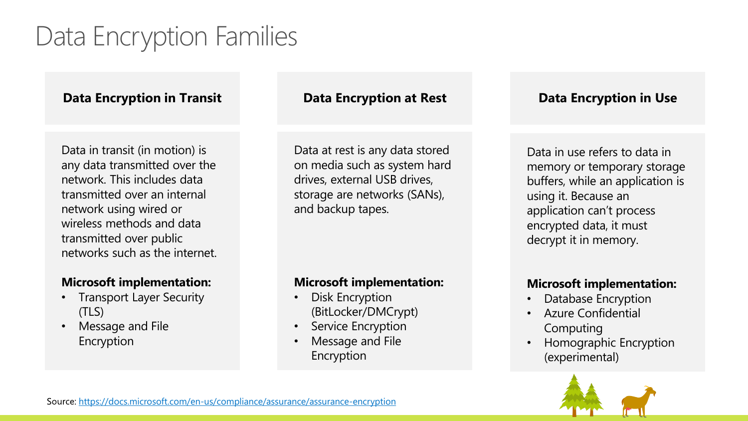# Data Encryption Families

## Data Encryption in Transit

Data in transit (in motion) is any data transmitted over the network. This includes data transmitted over an internal network using wired or wireless methods and data transmitted over public networks such as the internet.

**Microsoft implementation:**

- Transport Layer Security (TLS)
- Message and File Encryption

## Data Encryption at Rest

Data at rest is any data stored on media such as system hard drives, external USB drives, storage are networks (SANs), and backup tapes.

**Microsoft implementation:**

- Disk Encryption (BitLocker/DMCrypt)
- Service Encryption
- Message and File Encryption

## Data Encryption in Use

Data in use refers to data in memory or temporary storage buffers, while an application is using it. Because an application can't process encrypted data, it must decrypt it in memory.

**Microsoft implementation:**

- Database Encryption
- Azure Confidential Computing
- Homographic Encryption (experimental)

Source: https://docs.microsoft.com/en-us/compliance/assurance/assurance-encryption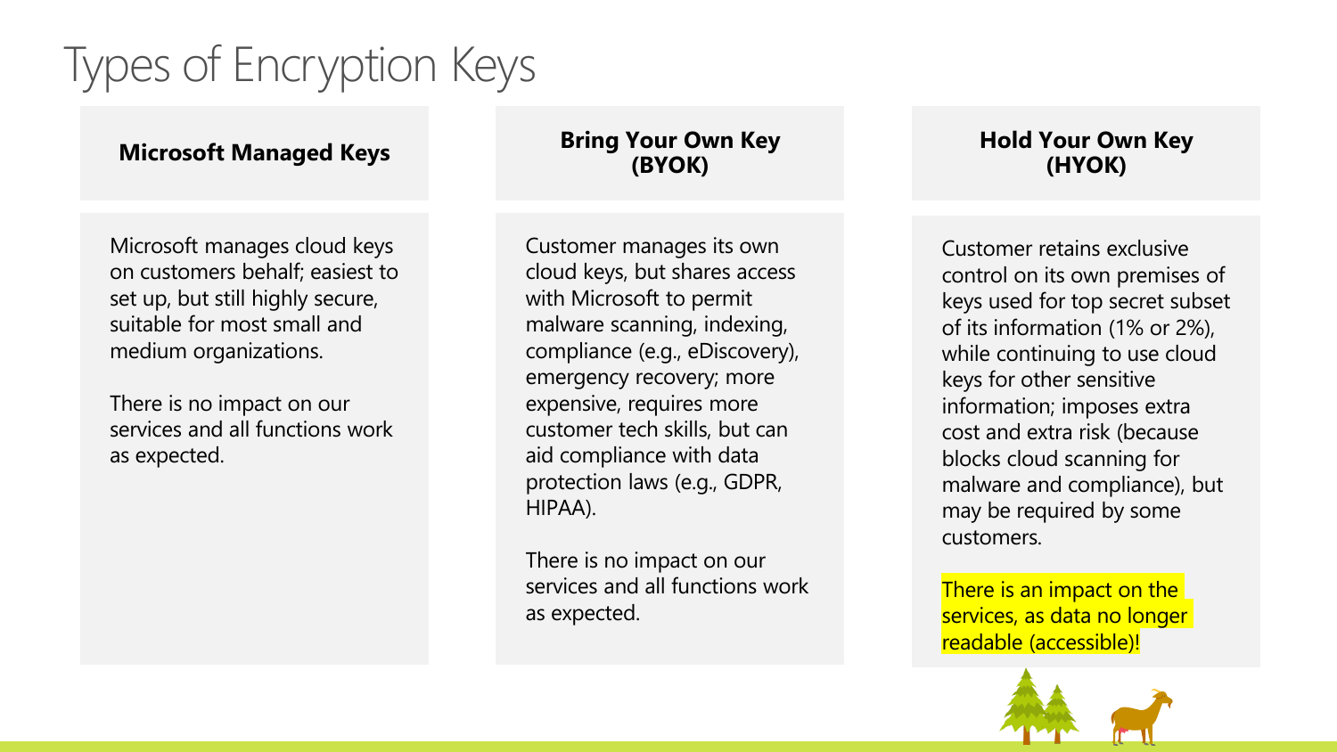# Types of Encryption Keys

## Microsoft Managed Keys

Microsoft manages cloud keys on customers behalf; easiest to set up, but still highly secure, suitable for most small and medium organizations.

There is no impact on our services and all functions work as expected.

## Bring Your Own Key (BYOK)

Customer manages its own cloud keys, but shares access with Microsoft to permit malware scanning, indexing, compliance (e.g., eDiscovery), emergency recovery; more expensive, requires more customer tech skills, but can aid compliance with data protection laws (e.g., GDPR, HIPAA).

There is no impact on our services and all functions work as expected.

## Hold Your Own Key (HYOK)

Customer retains exclusive control on its own premises of keys used for top secret subset of its information (1% or 2%), while continuing to use cloud keys for other sensitive information; imposes extra cost and extra risk (because blocks cloud scanning for malware and compliance), but may be required by some customers.

There is an impact on the services, as data no longer readable (accessible)!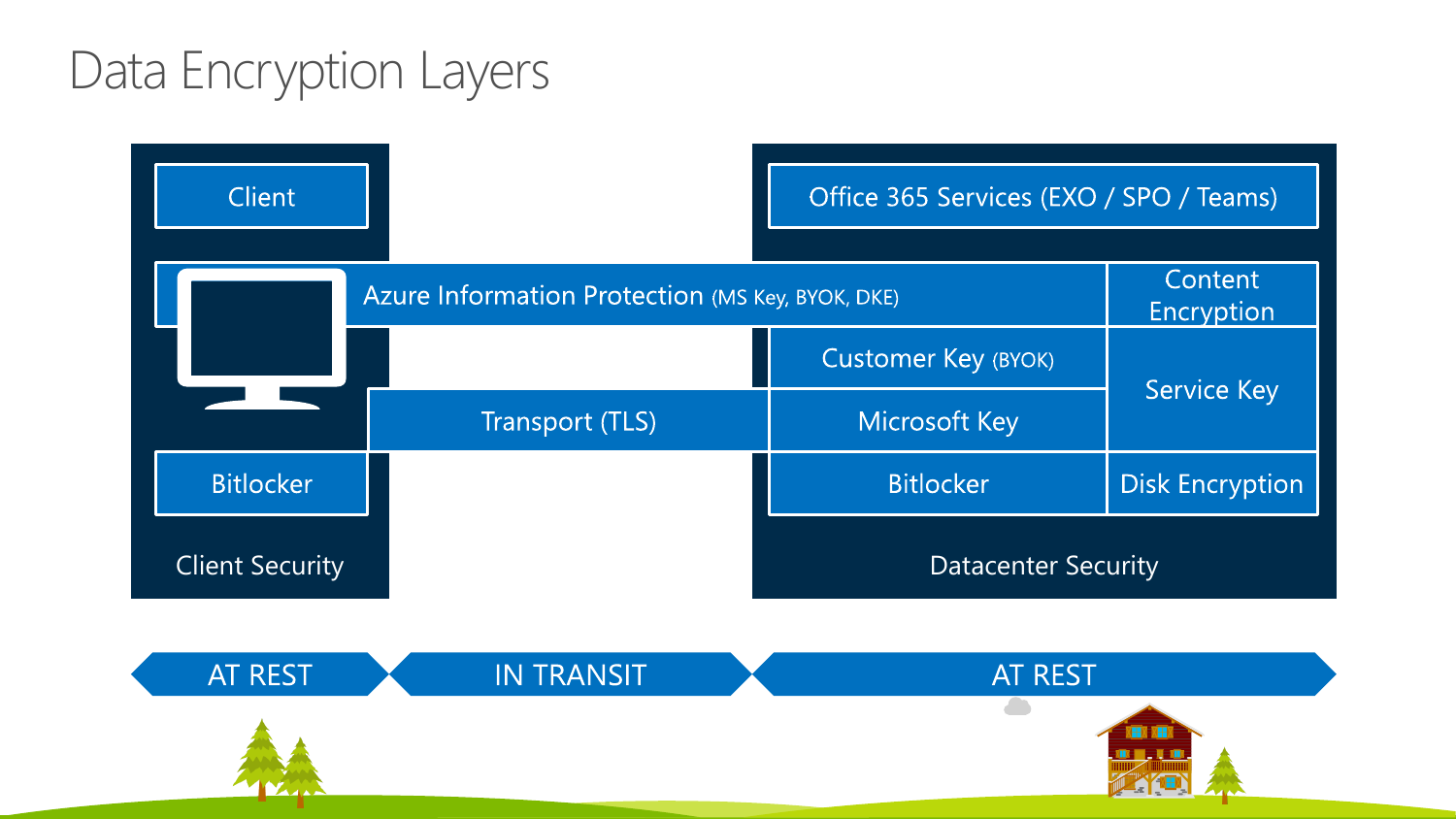# Data Encryption Layers

**Client Security**

- Client
- Azure Information Protection (MS Key, BYOK, DKE)
- Transport (TLS)
- Bitlocker

**Datacenter Security**

- Office 365 Services (EXO / SPO / Teams)
- Content Encryption
- Customer Key (BYOK)
- Microsoft Key
- Service Key
- Bitlocker
- Disk Encryption

AT REST | IN TRANSIT | AT REST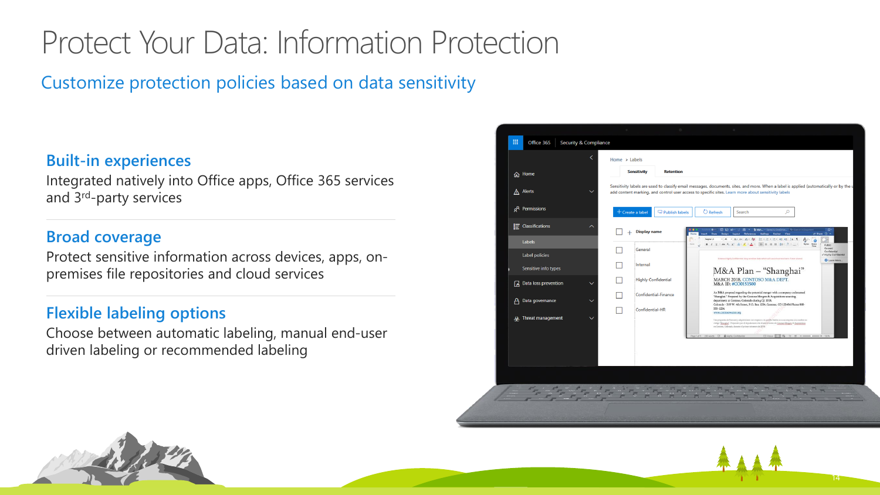# Protect Your Data: Information Protection

## Customize protection policies based on data sensitivity

### Built-in experiences

Integrated natively into Office apps, Office 365 services and 3rd-party services

### Broad coverage

Protect sensitive information across devices, apps, on-premises file repositories and cloud services

### Flexible labeling options

Choose between automatic labeling, manual end-user driven labeling or recommended labeling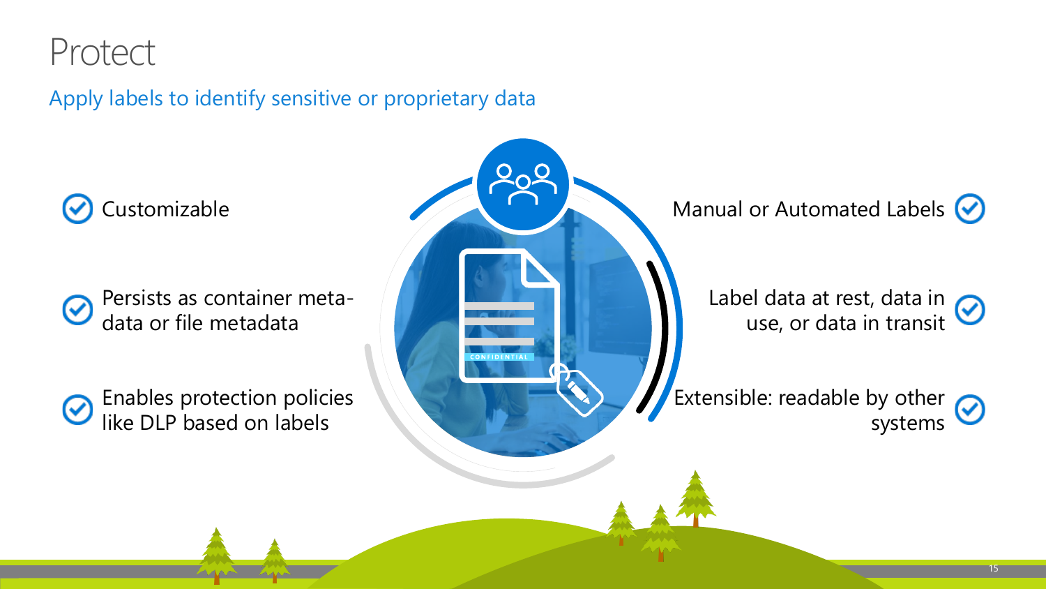# Protect

## Apply labels to identify sensitive or proprietary data

- Customizable
- Persists as container meta-data or file metadata
- Enables protection policies like DLP based on labels
- Manual or Automated Labels
- Label data at rest, data in use, or data in transit
- Extensible: readable by other systems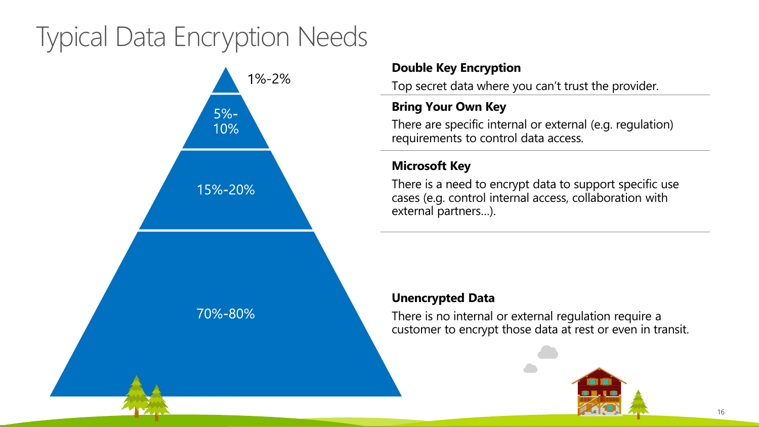# Typical Data Encryption Needs

| Share | Encryption type | Description |
|---|---|---|
| 1%-2% | **Double Key Encryption** | Top secret data where you can't trust the provider. |
| 5%-10% | **Bring Your Own Key** | There are specific internal or external (e.g. regulation) requirements to control data access. |
| 15%-20% | **Microsoft Key** | There is a need to encrypt data to support specific use cases (e.g. control internal access, collaboration with external partners…). |
| 70%-80% | **Unencrypted Data** | There is no internal or external regulation require a customer to encrypt those data at rest or even in transit. |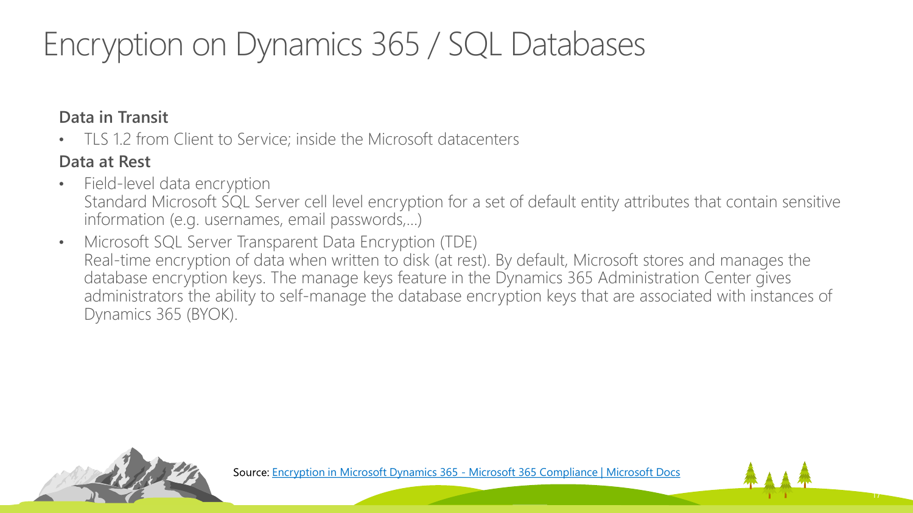# Encryption on Dynamics 365 / SQL Databases

**Data in Transit**

- TLS 1.2 from Client to Service; inside the Microsoft datacenters

**Data at Rest**

- Field-level data encryption
  Standard Microsoft SQL Server cell level encryption for a set of default entity attributes that contain sensitive information (e.g. usernames, email passwords,…)
- Microsoft SQL Server Transparent Data Encryption (TDE)
  Real-time encryption of data when written to disk (at rest). By default, Microsoft stores and manages the database encryption keys. The manage keys feature in the Dynamics 365 Administration Center gives administrators the ability to self-manage the database encryption keys that are associated with instances of Dynamics 365 (BYOK).

Source: Encryption in Microsoft Dynamics 365 - Microsoft 365 Compliance | Microsoft Docs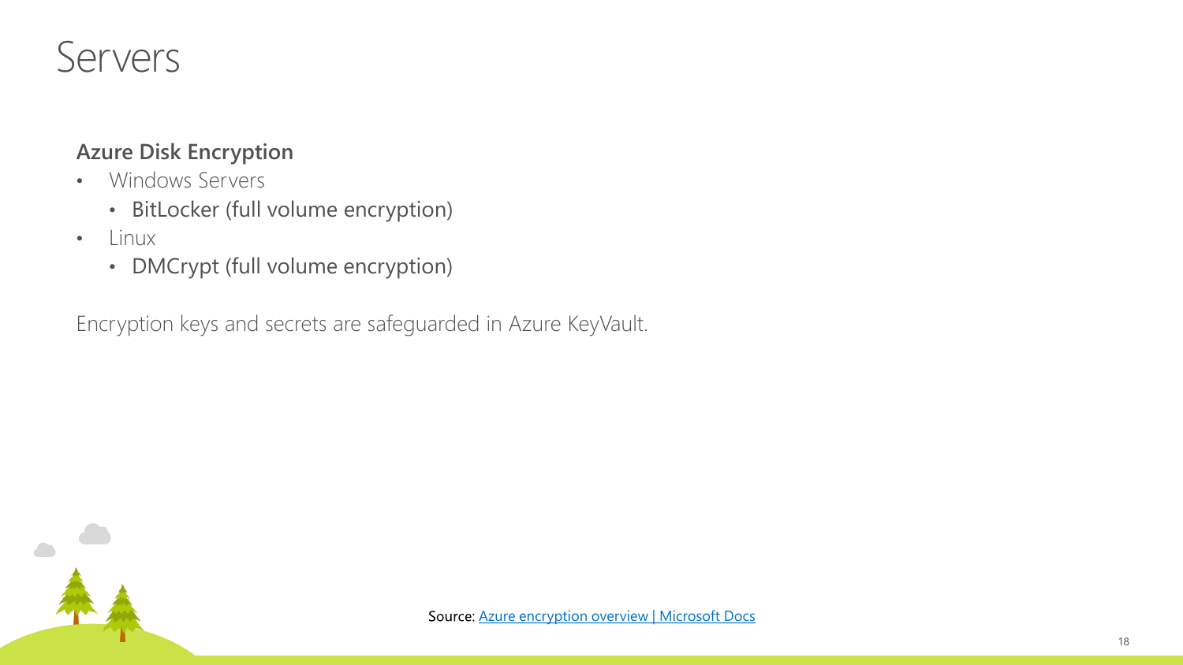# Servers

**Azure Disk Encryption**

- Windows Servers
  - BitLocker (full volume encryption)
- Linux
  - DMCrypt (full volume encryption)

Encryption keys and secrets are safeguarded in Azure KeyVault.

Source: [Azure encryption overview | Microsoft Docs]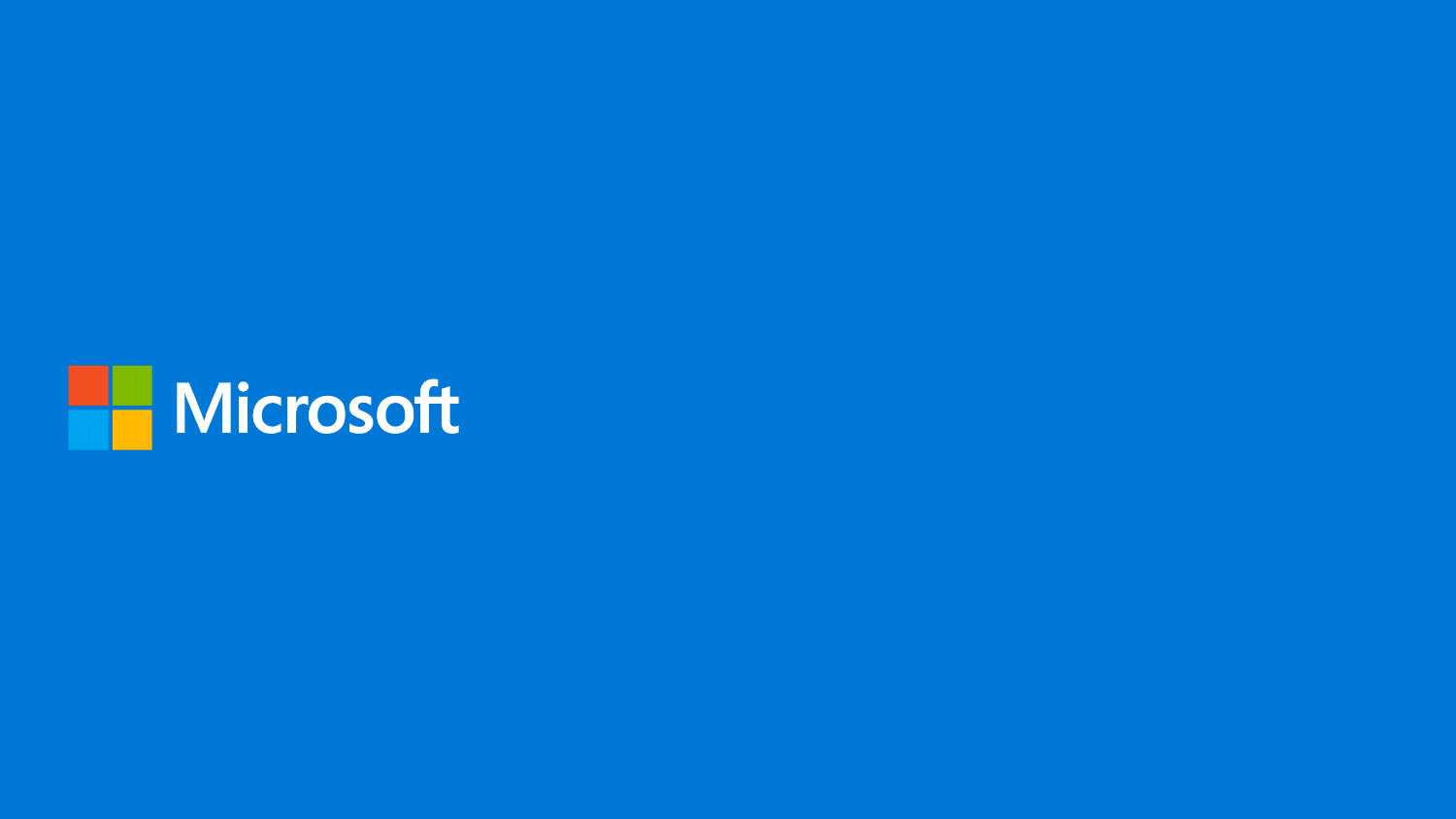Microsoft